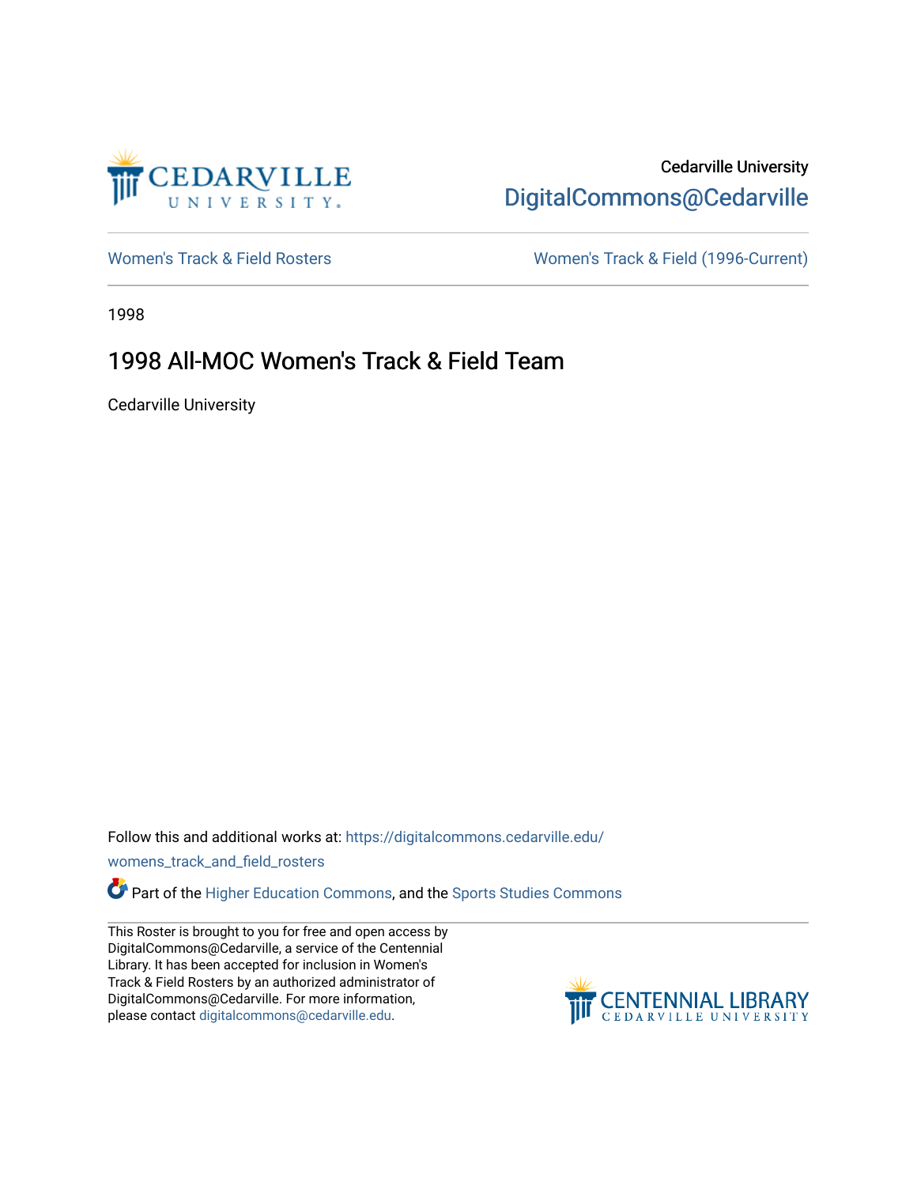Cedarville University

DigitalCommons@Cedarville

Women's Track & Field Rosters

Women's Track & Field (1996-Current)

1998

# 1998 All-MOC Women's Track & Field Team

Cedarville University

Follow this and additional works at: https://digitalcommons.cedarville.edu/womens_track_and_field_rosters

Part of the Higher Education Commons, and the Sports Studies Commons

This Roster is brought to you for free and open access by DigitalCommons@Cedarville, a service of the Centennial Library. It has been accepted for inclusion in Women's Track & Field Rosters by an authorized administrator of DigitalCommons@Cedarville. For more information, please contact digitalcommons@cedarville.edu.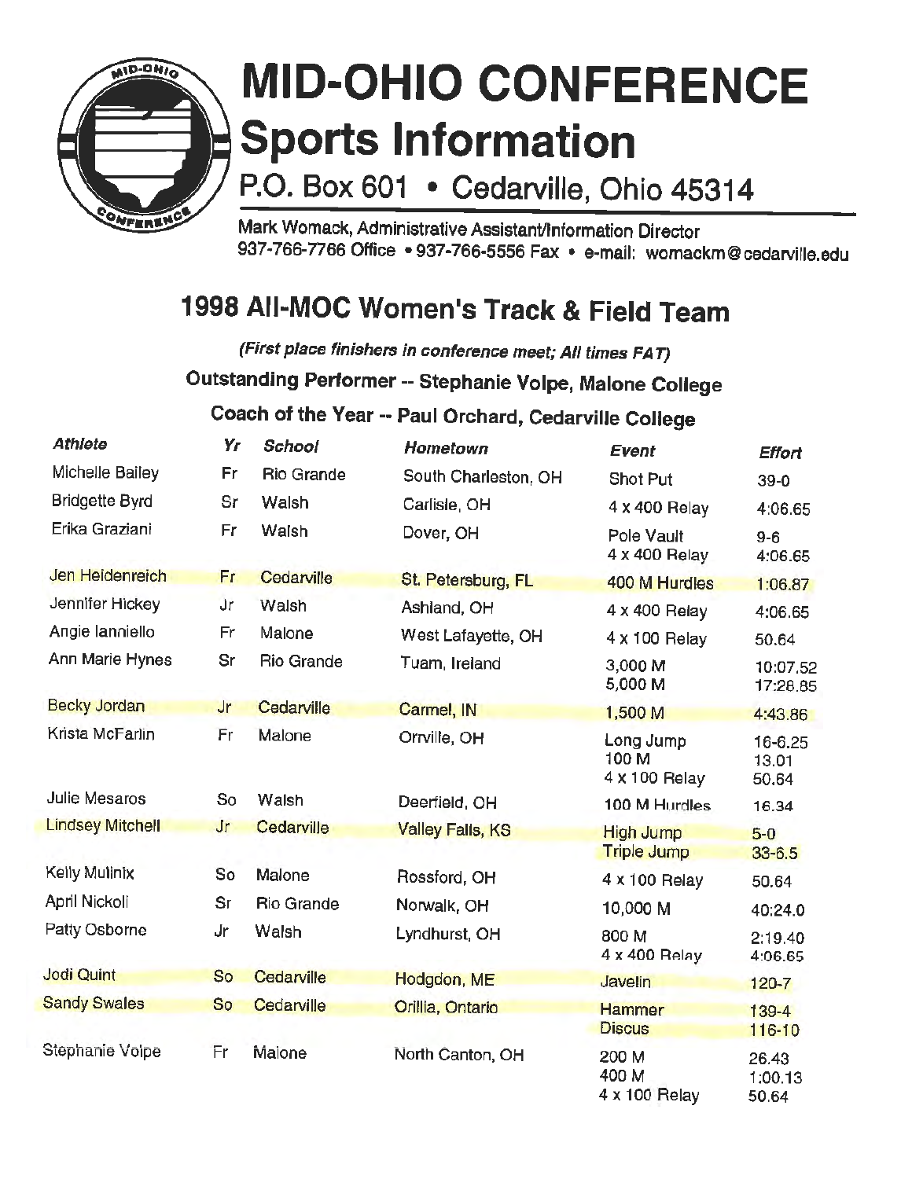# MID-OHIO CONFERENCE
## Sports Information

P.O. Box 601 • Cedarville, Ohio 45314

Mark Womack, Administrative Assistant/Information Director
937-766-7766 Office • 937-766-5556 Fax • e-mail: womackm@cedarville.edu

## 1998 All-MOC Women's Track & Field Team

*(First place finishers in conference meet; All times FAT)*

**Outstanding Performer -- Stephanie Volpe, Malone College**

**Coach of the Year -- Paul Orchard, Cedarville College**

| *Athlete* | *Yr* | *School* | *Hometown* | *Event* | *Effort* |
|---|---|---|---|---|---|
| Michelle Bailey | Fr | Rio Grande | South Charleston, OH | Shot Put | 39-0 |
| Bridgette Byrd | Sr | Walsh | Carlisle, OH | 4 x 400 Relay | 4:06.65 |
| Erika Graziani | Fr | Walsh | Dover, OH | Pole Vault<br>4 x 400 Relay | 9-6<br>4:06.65 |
| Jen Heidenreich | Fr | Cedarville | St. Petersburg, FL | 400 M Hurdles | 1:06.87 |
| Jennifer Hickey | Jr | Walsh | Ashland, OH | 4 x 400 Relay | 4:06.65 |
| Angie Ianniello | Fr | Malone | West Lafayette, OH | 4 x 100 Relay | 50.64 |
| Ann Marie Hynes | Sr | Rio Grande | Tuam, Ireland | 3,000 M<br>5,000 M | 10:07.52<br>17:28.85 |
| Becky Jordan | Jr | Cedarville | Carmel, IN | 1,500 M | 4:43.86 |
| Krista McFarlin | Fr | Malone | Orrville, OH | Long Jump<br>100 M<br>4 x 100 Relay | 16-6.25<br>13.01<br>50.64 |
| Julie Mesaros | So | Walsh | Deerfield, OH | 100 M Hurdles | 16.34 |
| Lindsey Mitchell | Jr | Cedarville | Valley Falls, KS | High Jump<br>Triple Jump | 5-0<br>33-6.5 |
| Kelly Mulinix | So | Malone | Rossford, OH | 4 x 100 Relay | 50.64 |
| April Nickoli | Sr | Rio Grande | Norwalk, OH | 10,000 M | 40:24.0 |
| Patty Osborne | Jr | Walsh | Lyndhurst, OH | 800 M<br>4 x 400 Relay | 2:19.40<br>4:06.65 |
| Jodi Quint | So | Cedarville | Hodgdon, ME | Javelin | 120-7 |
| Sandy Swales | So | Cedarville | Orillia, Ontario | Hammer<br>Discus | 139-4<br>116-10 |
| Stephanie Volpe | Fr | Malone | North Canton, OH | 200 M<br>400 M<br>4 x 100 Relay | 26.43<br>1:00.13<br>50.64 |